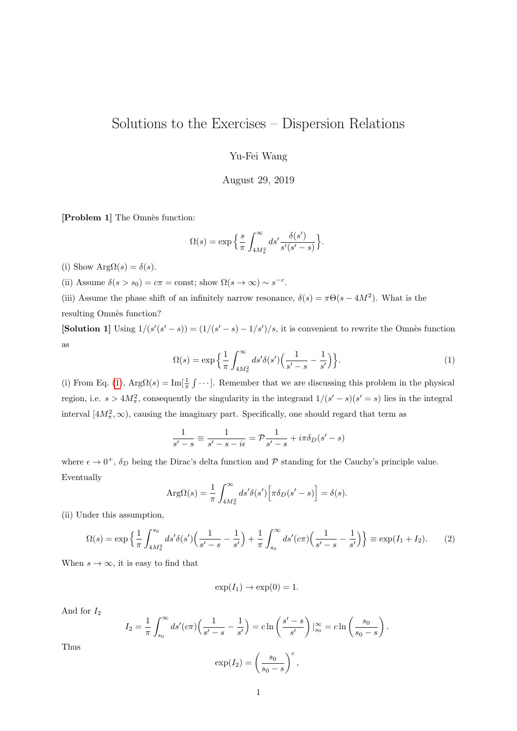# Solutions to the Exercises – Dispersion Relations

Yu-Fei Wang

August 29, 2019

**[Problem 1]** The Omnès function:

$$\Omega(s) = \exp\Big\{\frac{s}{\pi}\int_{4M_\pi^2}^{\infty} ds' \frac{\delta(s')}{s'(s'-s)}\Big\}.$$

(i) Show $\mathrm{Arg}\Omega(s) = \delta(s)$.

(ii) Assume $\delta(s > s_0) = c\pi = \text{const}$; show $\Omega(s \to \infty) \sim s^{-c}$.

(iii) Assume the phase shift of an infinitely narrow resonance, $\delta(s) = \pi\Theta(s - 4M^2)$. What is the resulting Omnès function?

**[Solution 1]** Using $1/(s'(s'-s)) = (1/(s'-s) - 1/s')/s$, it is convenient to rewrite the Omnès function as

$$\Omega(s) = \exp\Big\{\frac{1}{\pi}\int_{4M_\pi^2}^{\infty} ds'\delta(s')\Big(\frac{1}{s'-s} - \frac{1}{s'}\Big)\Big\}. \tag{1}$$

(i) From Eq. (1), $\mathrm{Arg}\Omega(s) = \mathrm{Im}[\frac{1}{\pi}\int\cdots]$. Remember that we are discussing this problem in the physical region, i.e. $s > 4M_\pi^2$, consequently the singularity in the integrand $1/(s'-s)(s' = s)$ lies in the integral interval $[4M_\pi^2, \infty)$, causing the imaginary part. Specifically, one should regard that term as

$$\frac{1}{s'-s} \equiv \frac{1}{s'-s-i\epsilon} = \mathcal{P}\frac{1}{s'-s} + i\pi\delta_D(s'-s)$$

where $\epsilon \to 0^+$, $\delta_D$ being the Dirac's delta function and $\mathcal{P}$ standing for the Cauchy's principle value. Eventually

$$\mathrm{Arg}\Omega(s) = \frac{1}{\pi}\int_{4M_\pi^2}^{\infty} ds'\delta(s')\Big[\pi\delta_D(s'-s)\Big] = \delta(s).$$

(ii) Under this assumption,

$$\Omega(s) = \exp\Big\{\frac{1}{\pi}\int_{4M_\pi^2}^{s_0} ds'\delta(s')\Big(\frac{1}{s'-s} - \frac{1}{s'}\Big) + \frac{1}{\pi}\int_{s_0}^{\infty} ds'(c\pi)\Big(\frac{1}{s'-s} - \frac{1}{s'}\Big)\Big\} \equiv \exp(I_1 + I_2). \tag{2}$$

When $s \to \infty$, it is easy to find that

$$\exp(I_1) \to \exp(0) = 1.$$

And for $I_2$

$$I_2 = \frac{1}{\pi}\int_{s_0}^{\infty} ds'(c\pi)\Big(\frac{1}{s'-s} - \frac{1}{s'}\Big) = c\ln\left(\frac{s'-s}{s'}\right)\Big|_{s_0}^{\infty} = c\ln\left(\frac{s_0}{s_0-s}\right).$$

Thus

$$\exp(I_2) = \left(\frac{s_0}{s_0-s}\right)^c,$$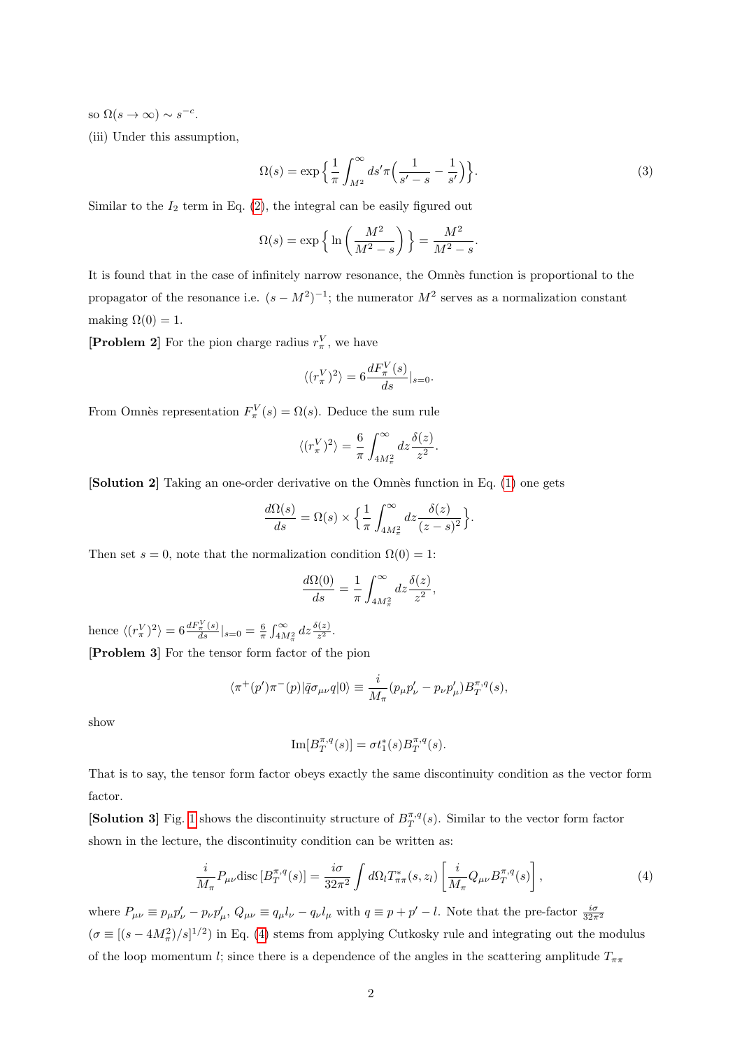so $\Omega(s \to \infty) \sim s^{-c}$.

(iii) Under this assumption,

$$\Omega(s) = \exp\Big\{ \frac{1}{\pi} \int_{M^2}^{\infty} ds' \pi \Big( \frac{1}{s'-s} - \frac{1}{s'} \Big) \Big\}. \tag{3}$$

Similar to the $I_2$ term in Eq. (2), the integral can be easily figured out

$$\Omega(s) = \exp\Big\{ \ln\Big( \frac{M^2}{M^2 - s} \Big) \Big\} = \frac{M^2}{M^2 - s}.$$

It is found that in the case of infinitely narrow resonance, the Omnès function is proportional to the propagator of the resonance i.e. $(s - M^2)^{-1}$; the numerator $M^2$ serves as a normalization constant making $\Omega(0) = 1$.

**[Problem 2]** For the pion charge radius $r_\pi^V$, we have

$$\langle (r_\pi^V)^2 \rangle = 6 \frac{dF_\pi^V(s)}{ds}\Big|_{s=0}.$$

From Omnès representation $F_\pi^V(s) = \Omega(s)$. Deduce the sum rule

$$\langle (r_\pi^V)^2 \rangle = \frac{6}{\pi} \int_{4M_\pi^2}^{\infty} dz \frac{\delta(z)}{z^2}.$$

**[Solution 2]** Taking an one-order derivative on the Omnès function in Eq. (1) one gets

$$\frac{d\Omega(s)}{ds} = \Omega(s) \times \Big\{ \frac{1}{\pi} \int_{4M_\pi^2}^{\infty} dz \frac{\delta(z)}{(z-s)^2} \Big\}.$$

Then set $s = 0$, note that the normalization condition $\Omega(0) = 1$:

$$\frac{d\Omega(0)}{ds} = \frac{1}{\pi} \int_{4M_\pi^2}^{\infty} dz \frac{\delta(z)}{z^2},$$

hence $\langle (r_\pi^V)^2 \rangle = 6 \frac{dF_\pi^V(s)}{ds}|_{s=0} = \frac{6}{\pi} \int_{4M_\pi^2}^{\infty} dz \frac{\delta(z)}{z^2}$.

**[Problem 3]** For the tensor form factor of the pion

$$\langle \pi^+(p') \pi^-(p) | \bar{q} \sigma_{\mu\nu} q | 0 \rangle \equiv \frac{i}{M_\pi} (p_\mu p'_\nu - p_\nu p'_\mu) B_T^{\pi,q}(s),$$

show

$$\mathrm{Im}[B_T^{\pi,q}(s)] = \sigma t_1^*(s) B_T^{\pi,q}(s).$$

That is to say, the tensor form factor obeys exactly the same discontinuity condition as the vector form factor.

**[Solution 3]** Fig. 1 shows the discontinuity structure of $B_T^{\pi,q}(s)$. Similar to the vector form factor shown in the lecture, the discontinuity condition can be written as:

$$\frac{i}{M_\pi} P_{\mu\nu} \mathrm{disc}\,[B_T^{\pi,q}(s)] = \frac{i\sigma}{32\pi^2} \int d\Omega_l T_{\pi\pi}^*(s, z_l) \left[ \frac{i}{M_\pi} Q_{\mu\nu} B_T^{\pi,q}(s) \right], \tag{4}$$

where $P_{\mu\nu} \equiv p_\mu p'_\nu - p_\nu p'_\mu$, $Q_{\mu\nu} \equiv q_\mu l_\nu - q_\nu l_\mu$ with $q \equiv p + p' - l$. Note that the pre-factor $\frac{i\sigma}{32\pi^2}$ ($\sigma \equiv [(s - 4M_\pi^2)/s]^{1/2}$) in Eq. (4) stems from applying Cutkosky rule and integrating out the modulus of the loop momentum $l$; since there is a dependence of the angles in the scattering amplitude $T_{\pi\pi}$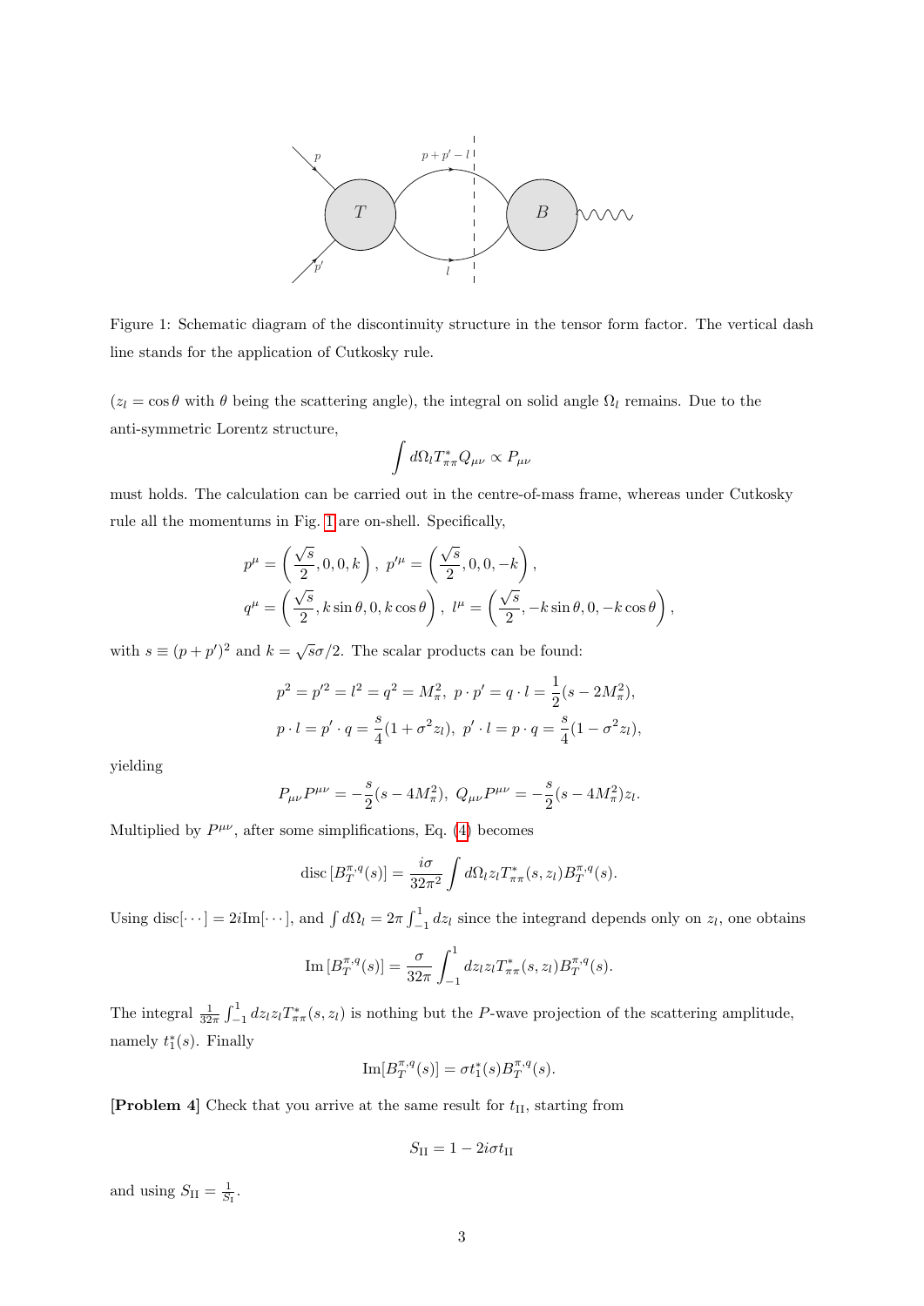Figure 1: Schematic diagram of the discontinuity structure in the tensor form factor. The vertical dash line stands for the application of Cutkosky rule.

($z_l = \cos\theta$ with $\theta$ being the scattering angle), the integral on solid angle $\Omega_l$ remains. Due to the anti-symmetric Lorentz structure,

$$\int d\Omega_l T^*_{\pi\pi} Q_{\mu\nu} \propto P_{\mu\nu}$$

must holds. The calculation can be carried out in the centre-of-mass frame, whereas under Cutkosky rule all the momentums in Fig. 1 are on-shell. Specifically,

$$p^\mu = \left(\frac{\sqrt{s}}{2}, 0, 0, k\right),\ p'^\mu = \left(\frac{\sqrt{s}}{2}, 0, 0, -k\right),$$
$$q^\mu = \left(\frac{\sqrt{s}}{2}, k\sin\theta, 0, k\cos\theta\right),\ l^\mu = \left(\frac{\sqrt{s}}{2}, -k\sin\theta, 0, -k\cos\theta\right),$$

with $s \equiv (p+p')^2$ and $k = \sqrt{s}\sigma/2$. The scalar products can be found:

$$p^2 = p'^2 = l^2 = q^2 = M_\pi^2,\ p\cdot p' = q\cdot l = \frac{1}{2}(s - 2M_\pi^2),$$
$$p\cdot l = p'\cdot q = \frac{s}{4}(1+\sigma^2 z_l),\ p'\cdot l = p\cdot q = \frac{s}{4}(1-\sigma^2 z_l),$$

yielding

$$P_{\mu\nu}P^{\mu\nu} = -\frac{s}{2}(s-4M_\pi^2),\ Q_{\mu\nu}P^{\mu\nu} = -\frac{s}{2}(s-4M_\pi^2)z_l.$$

Multiplied by $P^{\mu\nu}$, after some simplifications, Eq. (4) becomes

$$\text{disc}\left[B_T^{\pi,q}(s)\right] = \frac{i\sigma}{32\pi^2}\int d\Omega_l z_l T^*_{\pi\pi}(s, z_l) B_T^{\pi,q}(s).$$

Using $\text{disc}[\cdots] = 2i\text{Im}[\cdots]$, and $\int d\Omega_l = 2\pi\int_{-1}^{1} dz_l$ since the integrand depends only on $z_l$, one obtains

$$\text{Im}\left[B_T^{\pi,q}(s)\right] = \frac{\sigma}{32\pi}\int_{-1}^{1} dz_l z_l T^*_{\pi\pi}(s, z_l) B_T^{\pi,q}(s).$$

The integral $\frac{1}{32\pi}\int_{-1}^{1} dz_l z_l T^*_{\pi\pi}(s, z_l)$ is nothing but the $P$-wave projection of the scattering amplitude, namely $t_1^*(s)$. Finally

$$\text{Im}[B_T^{\pi,q}(s)] = \sigma t_1^*(s) B_T^{\pi,q}(s).$$

**[Problem 4]** Check that you arrive at the same result for $t_{\text{II}}$, starting from

$$S_{\text{II}} = 1 - 2i\sigma t_{\text{II}}$$

and using $S_{\text{II}} = \frac{1}{S_{\text{I}}}$.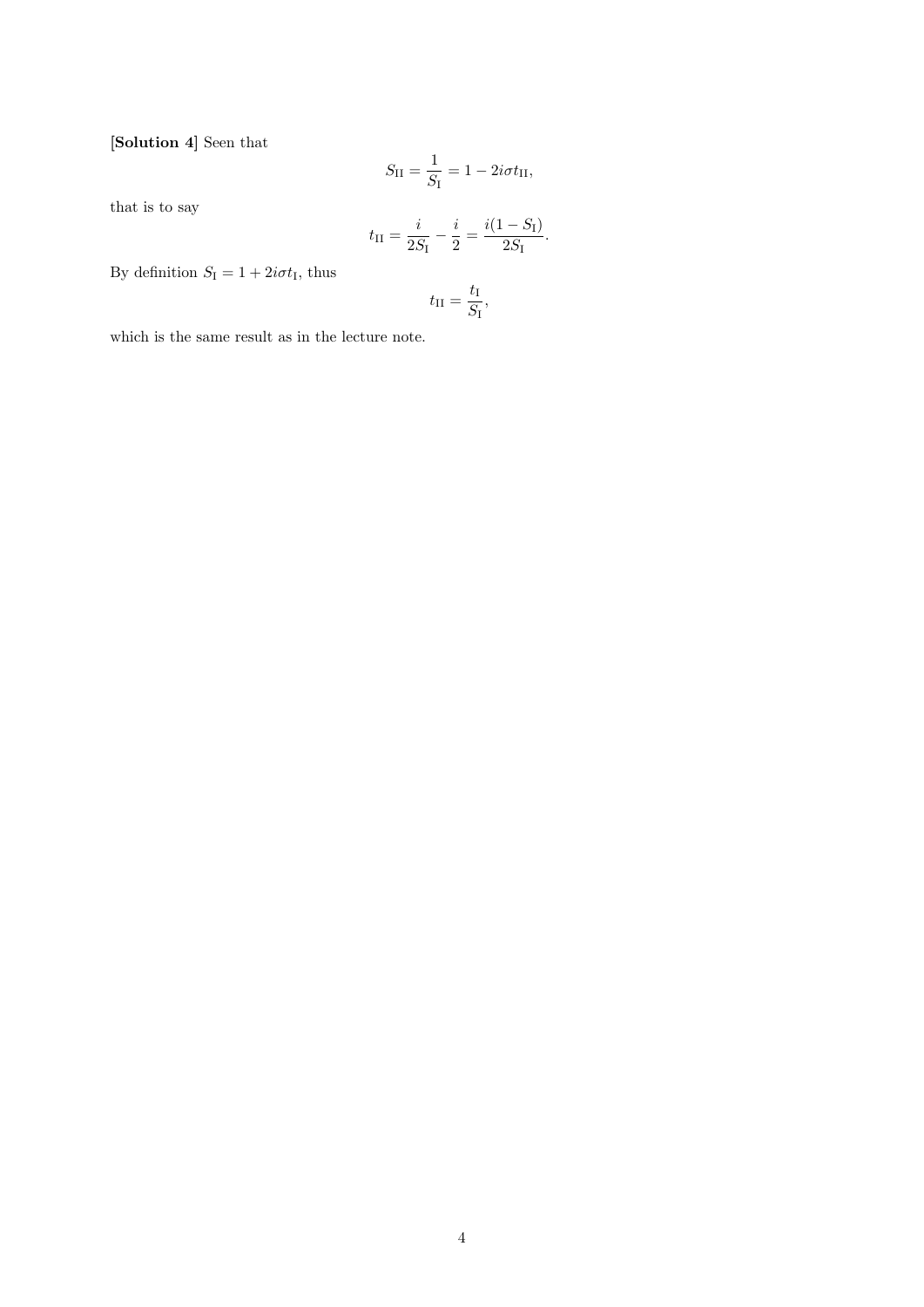**[Solution 4]** Seen that

$$S_{\mathrm{II}} = \frac{1}{S_{\mathrm{I}}} = 1 - 2i\sigma t_{\mathrm{II}},$$

that is to say

$$t_{\mathrm{II}} = \frac{i}{2S_{\mathrm{I}}} - \frac{i}{2} = \frac{i(1 - S_{\mathrm{I}})}{2S_{\mathrm{I}}}.$$

By definition $S_{\mathrm{I}} = 1 + 2i\sigma t_{\mathrm{I}}$, thus

$$t_{\mathrm{II}} = \frac{t_{\mathrm{I}}}{S_{\mathrm{I}}},$$

which is the same result as in the lecture note.